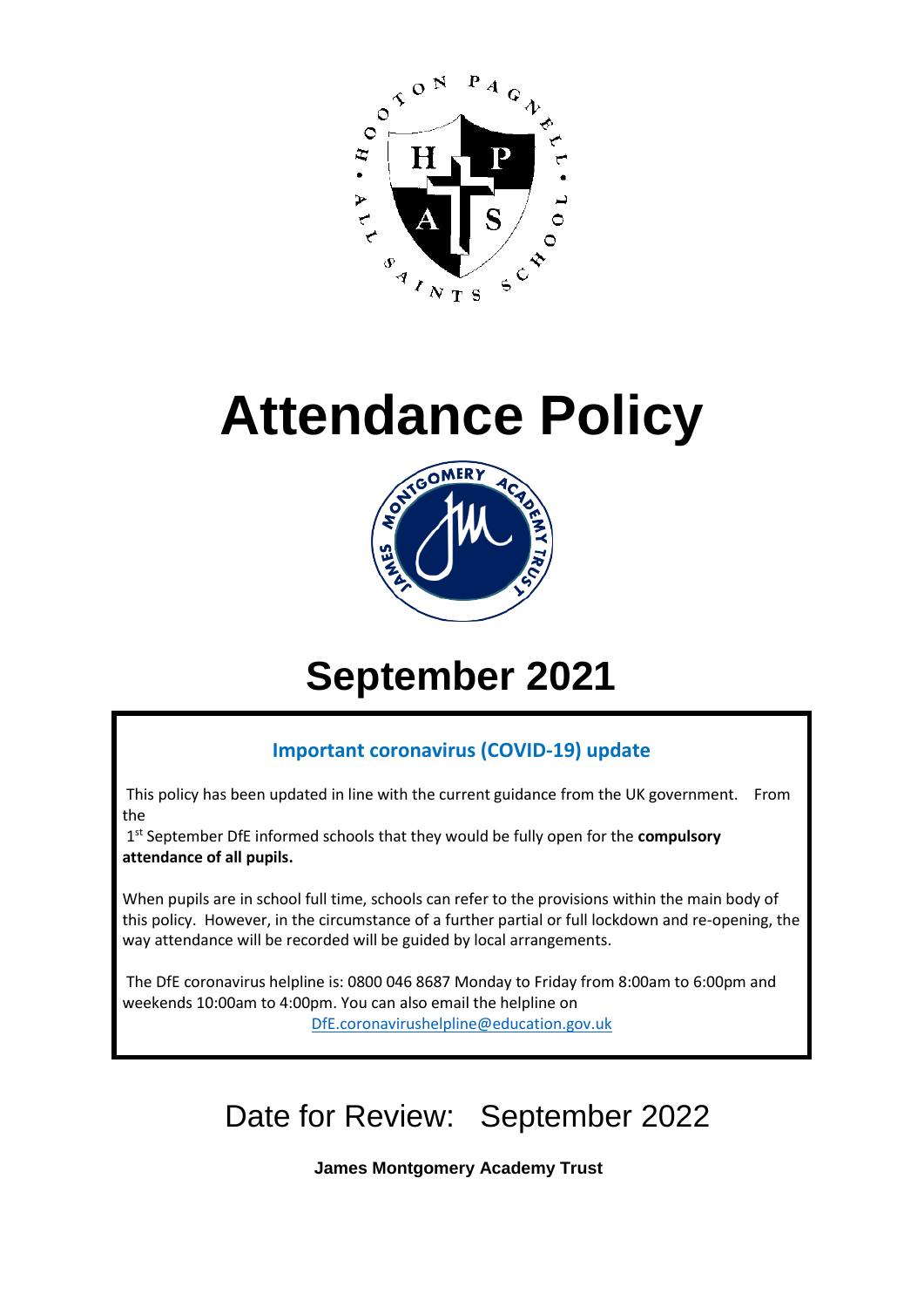# Attendance Policy

## September 2021

**Important coronavirus (COVID-19) update**

This policy has been updated in line with the current guidance from the UK government. From the 1st September DfE informed schools that they would be fully open for the **compulsory attendance of all pupils.**

When pupils are in school full time, schools can refer to the provisions within the main body of this policy. However, in the circumstance of a further partial or full lockdown and re-opening, the way attendance will be recorded will be guided by local arrangements.

The DfE coronavirus helpline is: 0800 046 8687 Monday to Friday from 8:00am to 6:00pm and weekends 10:00am to 4:00pm. You can also email the helpline on DfE.coronavirushelpline@education.gov.uk

Date for Review: September 2022

**James Montgomery Academy Trust**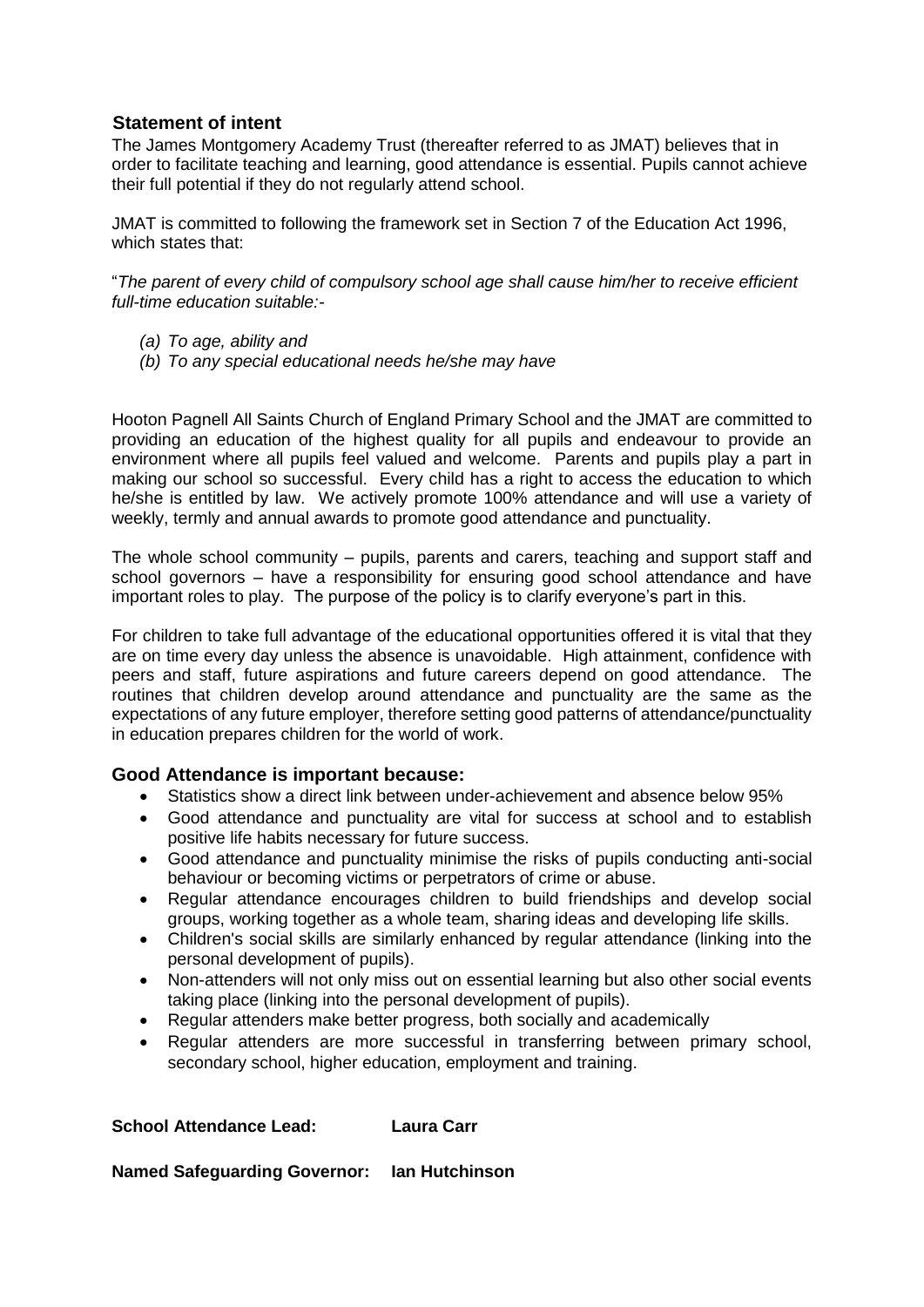## Statement of intent

The James Montgomery Academy Trust (thereafter referred to as JMAT) believes that in order to facilitate teaching and learning, good attendance is essential. Pupils cannot achieve their full potential if they do not regularly attend school.

JMAT is committed to following the framework set in Section 7 of the Education Act 1996, which states that:

"*The parent of every child of compulsory school age shall cause him/her to receive efficient full-time education suitable:-*

*(a) To age, ability and*
*(b) To any special educational needs he/she may have*

Hooton Pagnell All Saints Church of England Primary School and the JMAT are committed to providing an education of the highest quality for all pupils and endeavour to provide an environment where all pupils feel valued and welcome. Parents and pupils play a part in making our school so successful. Every child has a right to access the education to which he/she is entitled by law. We actively promote 100% attendance and will use a variety of weekly, termly and annual awards to promote good attendance and punctuality.

The whole school community – pupils, parents and carers, teaching and support staff and school governors – have a responsibility for ensuring good school attendance and have important roles to play. The purpose of the policy is to clarify everyone's part in this.

For children to take full advantage of the educational opportunities offered it is vital that they are on time every day unless the absence is unavoidable. High attainment, confidence with peers and staff, future aspirations and future careers depend on good attendance. The routines that children develop around attendance and punctuality are the same as the expectations of any future employer, therefore setting good patterns of attendance/punctuality in education prepares children for the world of work.

## Good Attendance is important because:

- Statistics show a direct link between under-achievement and absence below 95%
- Good attendance and punctuality are vital for success at school and to establish positive life habits necessary for future success.
- Good attendance and punctuality minimise the risks of pupils conducting anti-social behaviour or becoming victims or perpetrators of crime or abuse.
- Regular attendance encourages children to build friendships and develop social groups, working together as a whole team, sharing ideas and developing life skills.
- Children's social skills are similarly enhanced by regular attendance (linking into the personal development of pupils).
- Non-attenders will not only miss out on essential learning but also other social events taking place (linking into the personal development of pupils).
- Regular attenders make better progress, both socially and academically
- Regular attenders are more successful in transferring between primary school, secondary school, higher education, employment and training.

**School Attendance Lead:** **Laura Carr**

**Named Safeguarding Governor:** **Ian Hutchinson**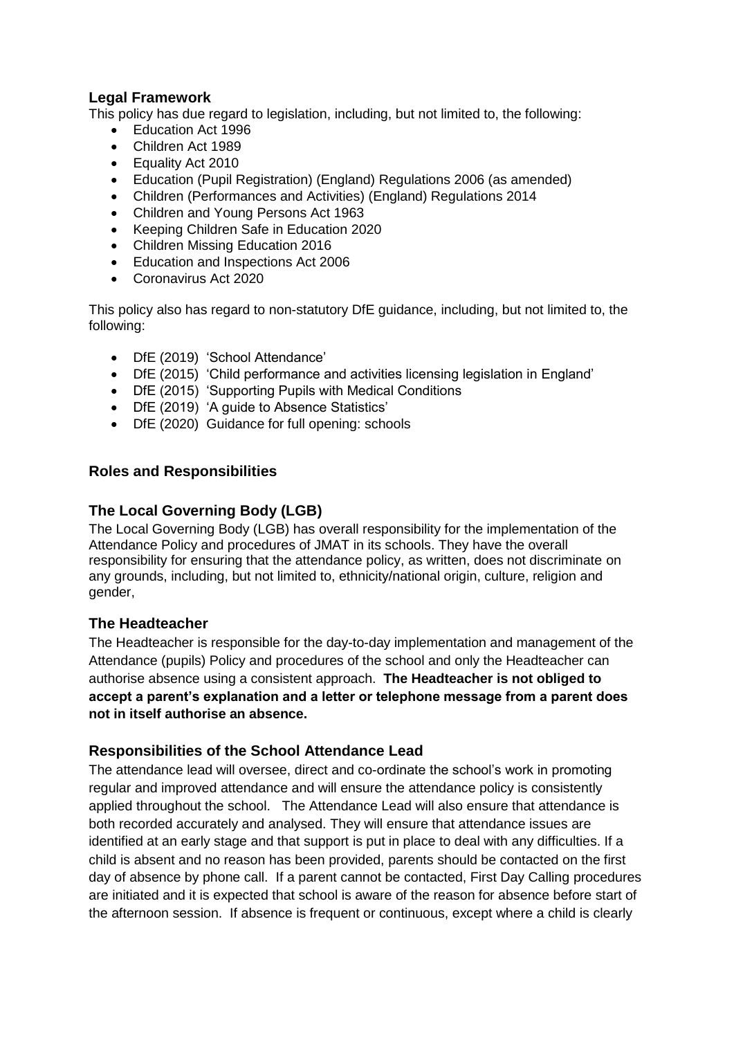## Legal Framework

This policy has due regard to legislation, including, but not limited to, the following:

- Education Act 1996
- Children Act 1989
- Equality Act 2010
- Education (Pupil Registration) (England) Regulations 2006 (as amended)
- Children (Performances and Activities) (England) Regulations 2014
- Children and Young Persons Act 1963
- Keeping Children Safe in Education 2020
- Children Missing Education 2016
- Education and Inspections Act 2006
- Coronavirus Act 2020

This policy also has regard to non-statutory DfE guidance, including, but not limited to, the following:

- DfE (2019) 'School Attendance'
- DfE (2015) 'Child performance and activities licensing legislation in England'
- DfE (2015) 'Supporting Pupils with Medical Conditions
- DfE (2019) 'A guide to Absence Statistics'
- DfE (2020) Guidance for full opening: schools

## Roles and Responsibilities

### The Local Governing Body (LGB)

The Local Governing Body (LGB) has overall responsibility for the implementation of the Attendance Policy and procedures of JMAT in its schools. They have the overall responsibility for ensuring that the attendance policy, as written, does not discriminate on any grounds, including, but not limited to, ethnicity/national origin, culture, religion and gender,

### The Headteacher

The Headteacher is responsible for the day-to-day implementation and management of the Attendance (pupils) Policy and procedures of the school and only the Headteacher can authorise absence using a consistent approach. **The Headteacher is not obliged to accept a parent's explanation and a letter or telephone message from a parent does not in itself authorise an absence.**

### Responsibilities of the School Attendance Lead

The attendance lead will oversee, direct and co-ordinate the school's work in promoting regular and improved attendance and will ensure the attendance policy is consistently applied throughout the school. The Attendance Lead will also ensure that attendance is both recorded accurately and analysed. They will ensure that attendance issues are identified at an early stage and that support is put in place to deal with any difficulties. If a child is absent and no reason has been provided, parents should be contacted on the first day of absence by phone call. If a parent cannot be contacted, First Day Calling procedures are initiated and it is expected that school is aware of the reason for absence before start of the afternoon session. If absence is frequent or continuous, except where a child is clearly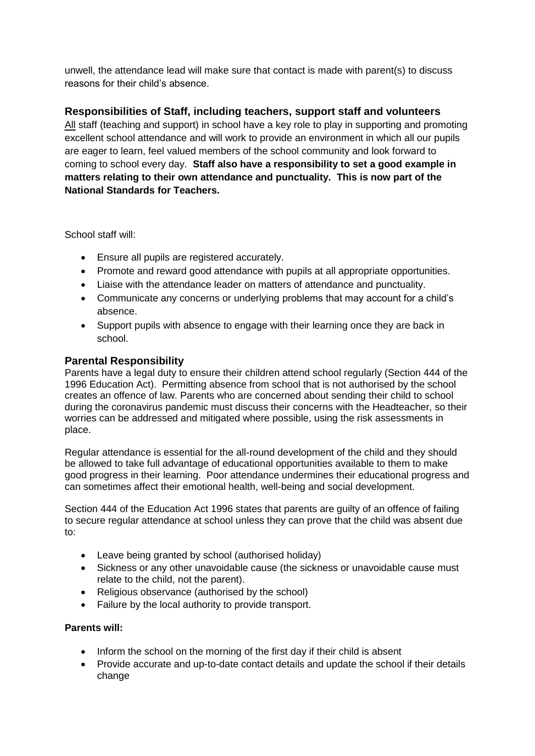unwell, the attendance lead will make sure that contact is made with parent(s) to discuss reasons for their child's absence.

### Responsibilities of Staff, including teachers, support staff and volunteers

All staff (teaching and support) in school have a key role to play in supporting and promoting excellent school attendance and will work to provide an environment in which all our pupils are eager to learn, feel valued members of the school community and look forward to coming to school every day. **Staff also have a responsibility to set a good example in matters relating to their own attendance and punctuality. This is now part of the National Standards for Teachers.**

School staff will:

- Ensure all pupils are registered accurately.
- Promote and reward good attendance with pupils at all appropriate opportunities.
- Liaise with the attendance leader on matters of attendance and punctuality.
- Communicate any concerns or underlying problems that may account for a child's absence.
- Support pupils with absence to engage with their learning once they are back in school.

### Parental Responsibility

Parents have a legal duty to ensure their children attend school regularly (Section 444 of the 1996 Education Act). Permitting absence from school that is not authorised by the school creates an offence of law. Parents who are concerned about sending their child to school during the coronavirus pandemic must discuss their concerns with the Headteacher, so their worries can be addressed and mitigated where possible, using the risk assessments in place.

Regular attendance is essential for the all-round development of the child and they should be allowed to take full advantage of educational opportunities available to them to make good progress in their learning. Poor attendance undermines their educational progress and can sometimes affect their emotional health, well-being and social development.

Section 444 of the Education Act 1996 states that parents are guilty of an offence of failing to secure regular attendance at school unless they can prove that the child was absent due to:

- Leave being granted by school (authorised holiday)
- Sickness or any other unavoidable cause (the sickness or unavoidable cause must relate to the child, not the parent).
- Religious observance (authorised by the school)
- Failure by the local authority to provide transport.

**Parents will:**

- Inform the school on the morning of the first day if their child is absent
- Provide accurate and up-to-date contact details and update the school if their details change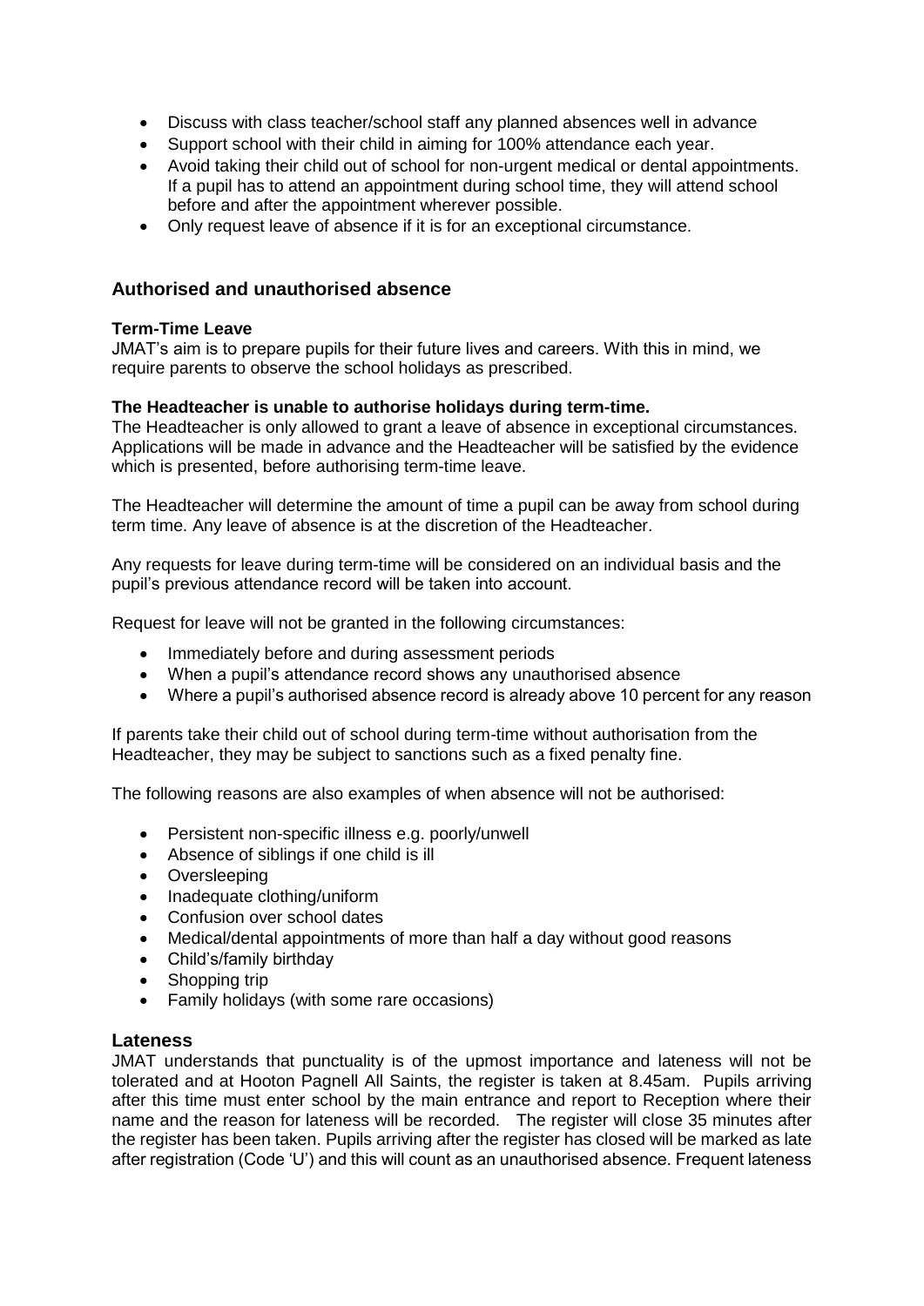- Discuss with class teacher/school staff any planned absences well in advance
- Support school with their child in aiming for 100% attendance each year.
- Avoid taking their child out of school for non-urgent medical or dental appointments. If a pupil has to attend an appointment during school time, they will attend school before and after the appointment wherever possible.
- Only request leave of absence if it is for an exceptional circumstance.

### Authorised and unauthorised absence

**Term-Time Leave**

JMAT's aim is to prepare pupils for their future lives and careers. With this in mind, we require parents to observe the school holidays as prescribed.

**The Headteacher is unable to authorise holidays during term-time.**

The Headteacher is only allowed to grant a leave of absence in exceptional circumstances. Applications will be made in advance and the Headteacher will be satisfied by the evidence which is presented, before authorising term-time leave.

The Headteacher will determine the amount of time a pupil can be away from school during term time. Any leave of absence is at the discretion of the Headteacher.

Any requests for leave during term-time will be considered on an individual basis and the pupil's previous attendance record will be taken into account.

Request for leave will not be granted in the following circumstances:

- Immediately before and during assessment periods
- When a pupil's attendance record shows any unauthorised absence
- Where a pupil's authorised absence record is already above 10 percent for any reason

If parents take their child out of school during term-time without authorisation from the Headteacher, they may be subject to sanctions such as a fixed penalty fine.

The following reasons are also examples of when absence will not be authorised:

- Persistent non-specific illness e.g. poorly/unwell
- Absence of siblings if one child is ill
- Oversleeping
- Inadequate clothing/uniform
- Confusion over school dates
- Medical/dental appointments of more than half a day without good reasons
- Child's/family birthday
- Shopping trip
- Family holidays (with some rare occasions)

### Lateness

JMAT understands that punctuality is of the upmost importance and lateness will not be tolerated and at Hooton Pagnell All Saints, the register is taken at 8.45am. Pupils arriving after this time must enter school by the main entrance and report to Reception where their name and the reason for lateness will be recorded. The register will close 35 minutes after the register has been taken. Pupils arriving after the register has closed will be marked as late after registration (Code 'U') and this will count as an unauthorised absence. Frequent lateness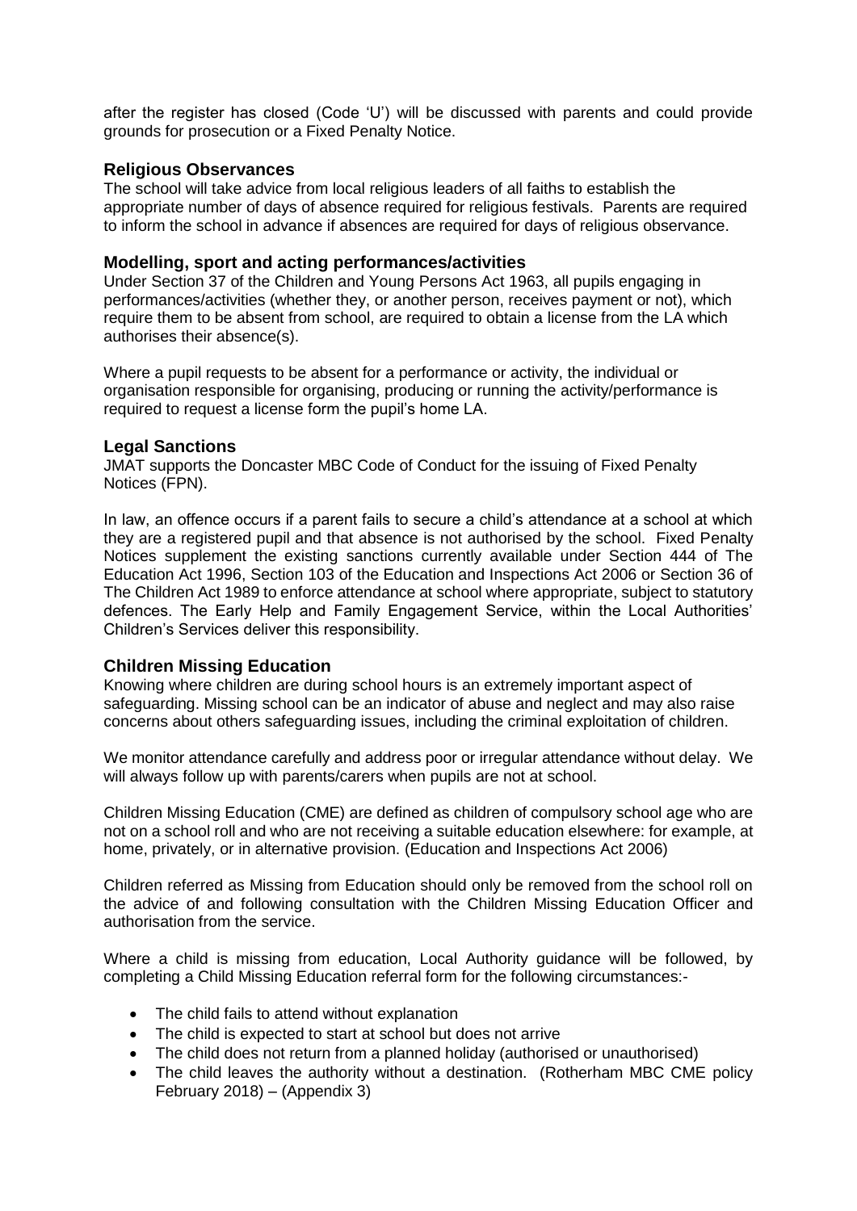after the register has closed (Code 'U') will be discussed with parents and could provide grounds for prosecution or a Fixed Penalty Notice.

## Religious Observances

The school will take advice from local religious leaders of all faiths to establish the appropriate number of days of absence required for religious festivals. Parents are required to inform the school in advance if absences are required for days of religious observance.

## Modelling, sport and acting performances/activities

Under Section 37 of the Children and Young Persons Act 1963, all pupils engaging in performances/activities (whether they, or another person, receives payment or not), which require them to be absent from school, are required to obtain a license from the LA which authorises their absence(s).

Where a pupil requests to be absent for a performance or activity, the individual or organisation responsible for organising, producing or running the activity/performance is required to request a license form the pupil's home LA.

## Legal Sanctions

JMAT supports the Doncaster MBC Code of Conduct for the issuing of Fixed Penalty Notices (FPN).

In law, an offence occurs if a parent fails to secure a child's attendance at a school at which they are a registered pupil and that absence is not authorised by the school. Fixed Penalty Notices supplement the existing sanctions currently available under Section 444 of The Education Act 1996, Section 103 of the Education and Inspections Act 2006 or Section 36 of The Children Act 1989 to enforce attendance at school where appropriate, subject to statutory defences. The Early Help and Family Engagement Service, within the Local Authorities' Children's Services deliver this responsibility.

## Children Missing Education

Knowing where children are during school hours is an extremely important aspect of safeguarding. Missing school can be an indicator of abuse and neglect and may also raise concerns about others safeguarding issues, including the criminal exploitation of children.

We monitor attendance carefully and address poor or irregular attendance without delay. We will always follow up with parents/carers when pupils are not at school.

Children Missing Education (CME) are defined as children of compulsory school age who are not on a school roll and who are not receiving a suitable education elsewhere: for example, at home, privately, or in alternative provision. (Education and Inspections Act 2006)

Children referred as Missing from Education should only be removed from the school roll on the advice of and following consultation with the Children Missing Education Officer and authorisation from the service.

Where a child is missing from education, Local Authority guidance will be followed, by completing a Child Missing Education referral form for the following circumstances:-

- The child fails to attend without explanation
- The child is expected to start at school but does not arrive
- The child does not return from a planned holiday (authorised or unauthorised)
- The child leaves the authority without a destination. (Rotherham MBC CME policy February 2018) – (Appendix 3)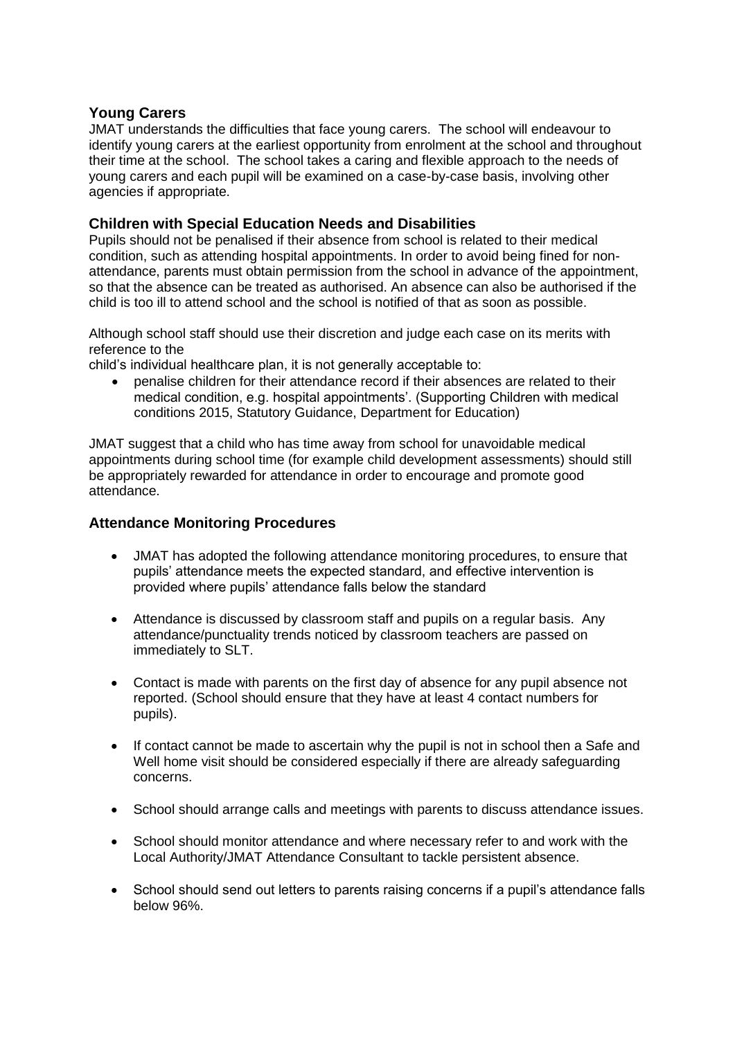## Young Carers

JMAT understands the difficulties that face young carers. The school will endeavour to identify young carers at the earliest opportunity from enrolment at the school and throughout their time at the school. The school takes a caring and flexible approach to the needs of young carers and each pupil will be examined on a case-by-case basis, involving other agencies if appropriate.

## Children with Special Education Needs and Disabilities

Pupils should not be penalised if their absence from school is related to their medical condition, such as attending hospital appointments. In order to avoid being fined for non-attendance, parents must obtain permission from the school in advance of the appointment, so that the absence can be treated as authorised. An absence can also be authorised if the child is too ill to attend school and the school is notified of that as soon as possible.

Although school staff should use their discretion and judge each case on its merits with reference to the
child's individual healthcare plan, it is not generally acceptable to:

- penalise children for their attendance record if their absences are related to their medical condition, e.g. hospital appointments'. (Supporting Children with medical conditions 2015, Statutory Guidance, Department for Education)

JMAT suggest that a child who has time away from school for unavoidable medical appointments during school time (for example child development assessments) should still be appropriately rewarded for attendance in order to encourage and promote good attendance.

## Attendance Monitoring Procedures

- JMAT has adopted the following attendance monitoring procedures, to ensure that pupils' attendance meets the expected standard, and effective intervention is provided where pupils' attendance falls below the standard

- Attendance is discussed by classroom staff and pupils on a regular basis. Any attendance/punctuality trends noticed by classroom teachers are passed on immediately to SLT.

- Contact is made with parents on the first day of absence for any pupil absence not reported. (School should ensure that they have at least 4 contact numbers for pupils).

- If contact cannot be made to ascertain why the pupil is not in school then a Safe and Well home visit should be considered especially if there are already safeguarding concerns.

- School should arrange calls and meetings with parents to discuss attendance issues.

- School should monitor attendance and where necessary refer to and work with the Local Authority/JMAT Attendance Consultant to tackle persistent absence.

- School should send out letters to parents raising concerns if a pupil's attendance falls below 96%.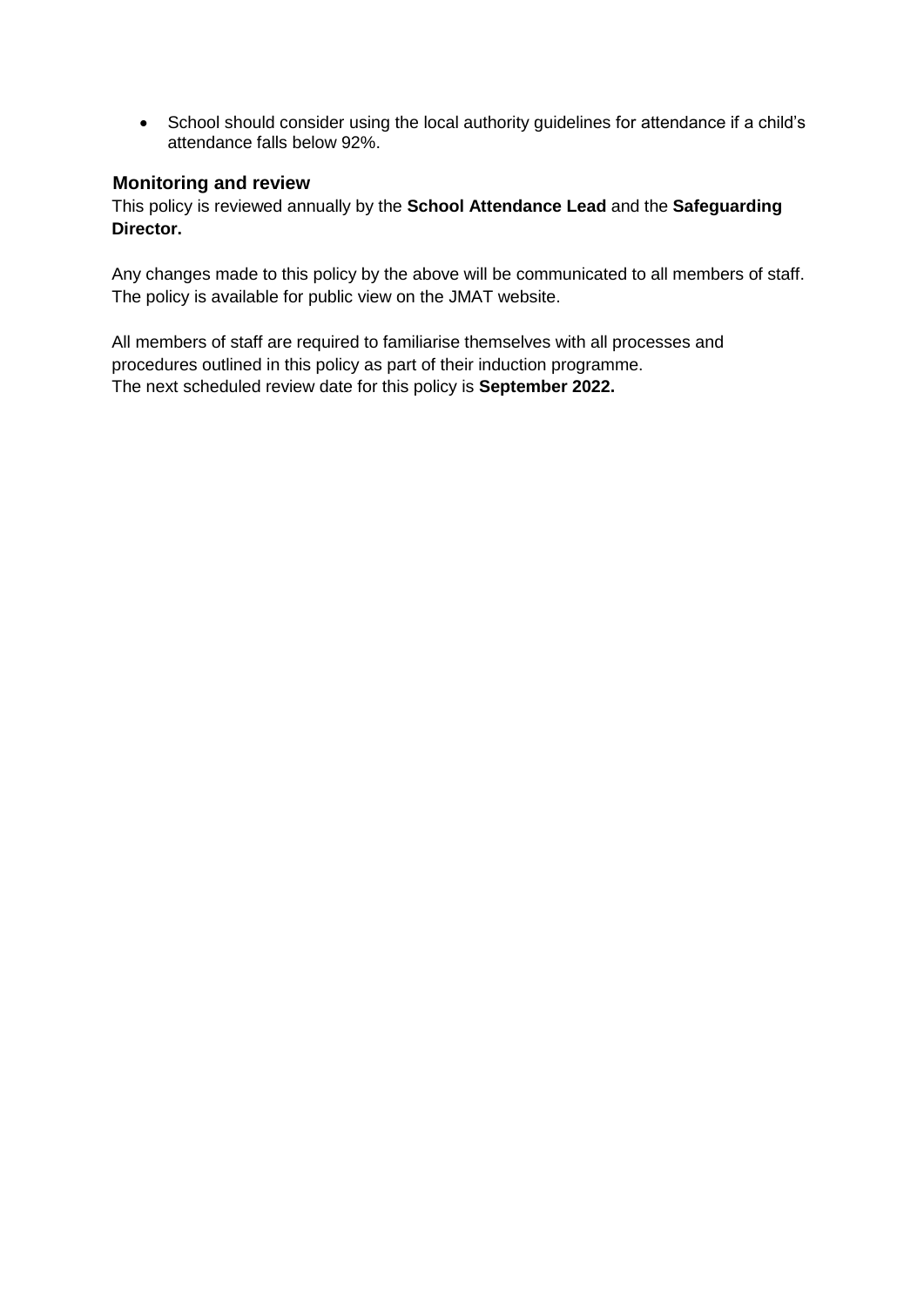- School should consider using the local authority guidelines for attendance if a child's attendance falls below 92%.

## Monitoring and review

This policy is reviewed annually by the **School Attendance Lead** and the **Safeguarding Director.**

Any changes made to this policy by the above will be communicated to all members of staff. The policy is available for public view on the JMAT website.

All members of staff are required to familiarise themselves with all processes and procedures outlined in this policy as part of their induction programme.
The next scheduled review date for this policy is **September 2022.**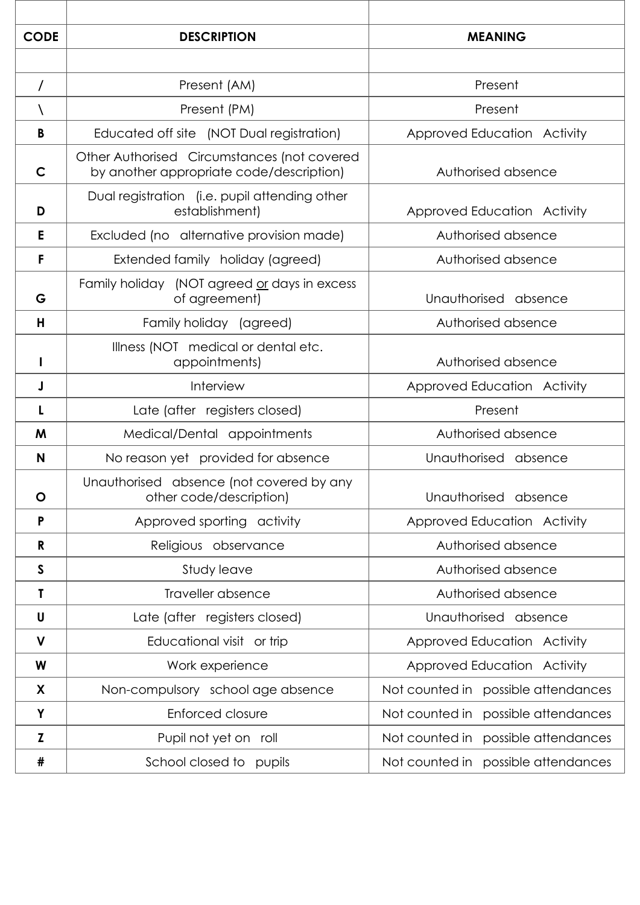| CODE | DESCRIPTION | MEANING |
|---|---|---|
| | | |
| / | Present (AM) | Present |
| \ | Present (PM) | Present |
| B | Educated off site (NOT Dual registration) | Approved Education Activity |
| C | Other Authorised Circumstances (not covered by another appropriate code/description) | Authorised absence |
| D | Dual registration (i.e. pupil attending other establishment) | Approved Education Activity |
| E | Excluded (no alternative provision made) | Authorised absence |
| F | Extended family holiday (agreed) | Authorised absence |
| G | Family holiday (NOT agreed <u>or</u> days in excess of agreement) | Unauthorised absence |
| H | Family holiday (agreed) | Authorised absence |
| I | Illness (NOT medical or dental etc. appointments) | Authorised absence |
| J | Interview | Approved Education Activity |
| L | Late (after registers closed) | Present |
| M | Medical/Dental appointments | Authorised absence |
| N | No reason yet provided for absence | Unauthorised absence |
| O | Unauthorised absence (not covered by any other code/description) | Unauthorised absence |
| P | Approved sporting activity | Approved Education Activity |
| R | Religious observance | Authorised absence |
| S | Study leave | Authorised absence |
| T | Traveller absence | Authorised absence |
| U | Late (after registers closed) | Unauthorised absence |
| V | Educational visit or trip | Approved Education Activity |
| W | Work experience | Approved Education Activity |
| X | Non-compulsory school age absence | Not counted in possible attendances |
| Y | Enforced closure | Not counted in possible attendances |
| Z | Pupil not yet on roll | Not counted in possible attendances |
| # | School closed to pupils | Not counted in possible attendances |